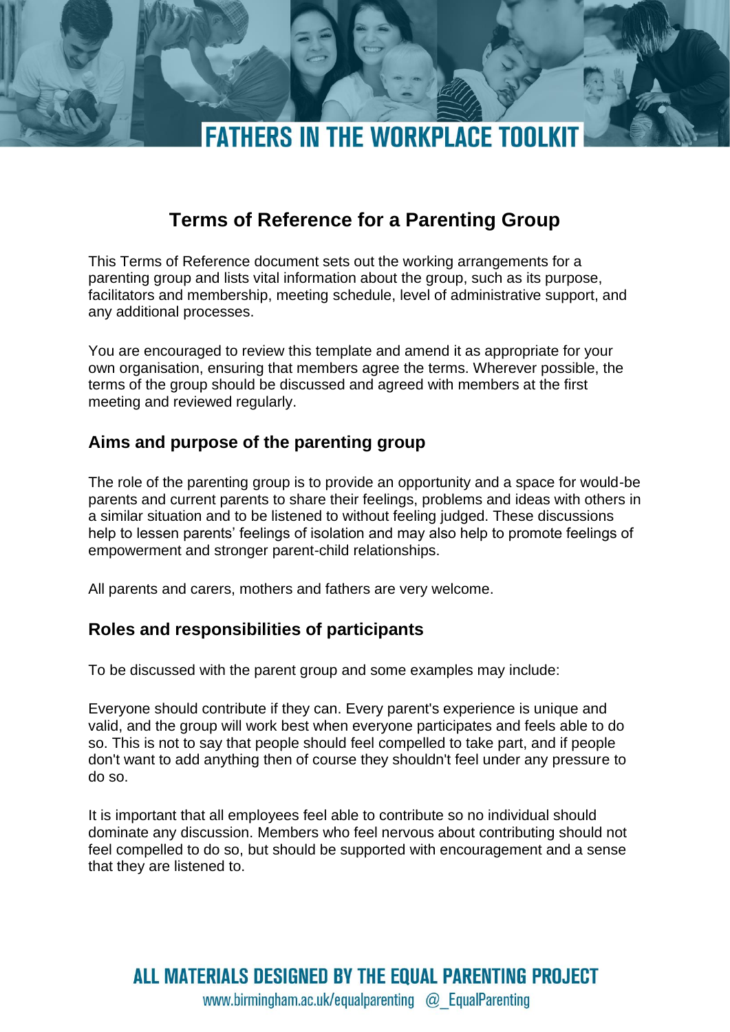# Terms of Reference for a Parenting Group

This Terms of Reference document sets out the working arrangements for a parenting group and lists vital information about the group, such as its purpose, facilitators and membership, meeting schedule, level of administrative support, and any additional processes.

You are encouraged to review this template and amend it as appropriate for your own organisation, ensuring that members agree the terms. Wherever possible, the terms of the group should be discussed and agreed with members at the first meeting and reviewed regularly.

## Aims and purpose of the parenting group

The role of the parenting group is to provide an opportunity and a space for would-be parents and current parents to share their feelings, problems and ideas with others in a similar situation and to be listened to without feeling judged. These discussions help to lessen parents' feelings of isolation and may also help to promote feelings of empowerment and stronger parent-child relationships.

All parents and carers, mothers and fathers are very welcome.

## Roles and responsibilities of participants

To be discussed with the parent group and some examples may include:

Everyone should contribute if they can. Every parent's experience is unique and valid, and the group will work best when everyone participates and feels able to do so. This is not to say that people should feel compelled to take part, and if people don't want to add anything then of course they shouldn't feel under any pressure to do so.

It is important that all employees feel able to contribute so no individual should dominate any discussion. Members who feel nervous about contributing should not feel compelled to do so, but should be supported with encouragement and a sense that they are listened to.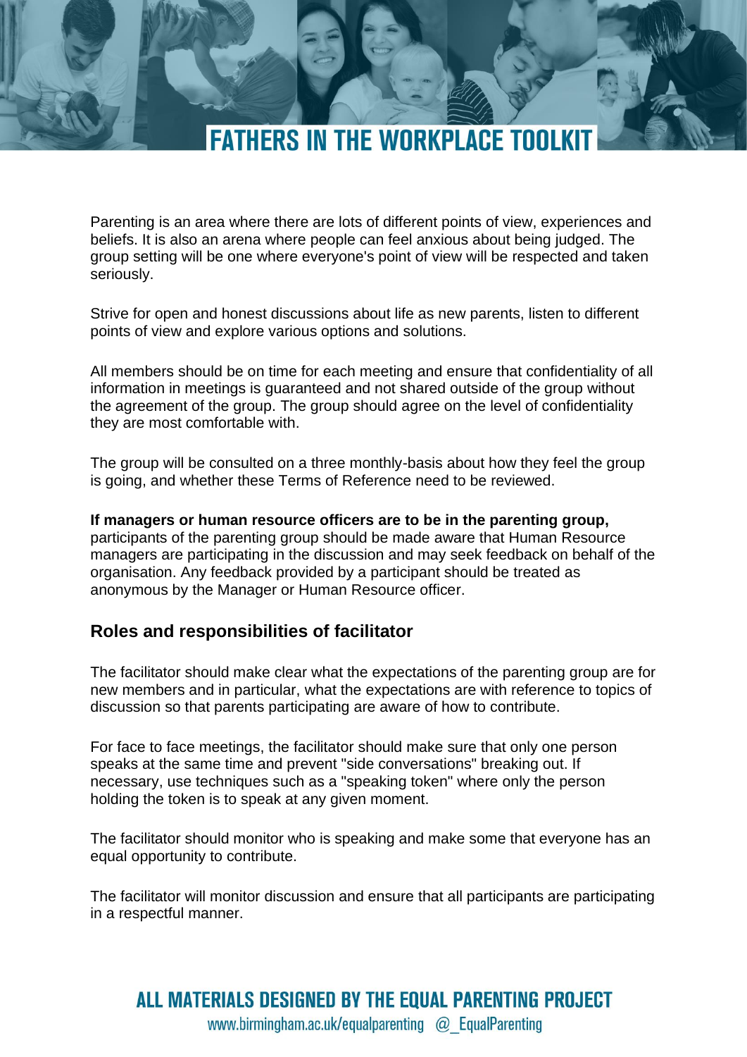Parenting is an area where there are lots of different points of view, experiences and beliefs. It is also an arena where people can feel anxious about being judged. The group setting will be one where everyone's point of view will be respected and taken seriously.

Strive for open and honest discussions about life as new parents, listen to different points of view and explore various options and solutions.

All members should be on time for each meeting and ensure that confidentiality of all information in meetings is guaranteed and not shared outside of the group without the agreement of the group. The group should agree on the level of confidentiality they are most comfortable with.

The group will be consulted on a three monthly-basis about how they feel the group is going, and whether these Terms of Reference need to be reviewed.

**If managers or human resource officers are to be in the parenting group,** participants of the parenting group should be made aware that Human Resource managers are participating in the discussion and may seek feedback on behalf of the organisation. Any feedback provided by a participant should be treated as anonymous by the Manager or Human Resource officer.

## Roles and responsibilities of facilitator

The facilitator should make clear what the expectations of the parenting group are for new members and in particular, what the expectations are with reference to topics of discussion so that parents participating are aware of how to contribute.

For face to face meetings, the facilitator should make sure that only one person speaks at the same time and prevent "side conversations" breaking out. If necessary, use techniques such as a "speaking token" where only the person holding the token is to speak at any given moment.

The facilitator should monitor who is speaking and make some that everyone has an equal opportunity to contribute.

The facilitator will monitor discussion and ensure that all participants are participating in a respectful manner.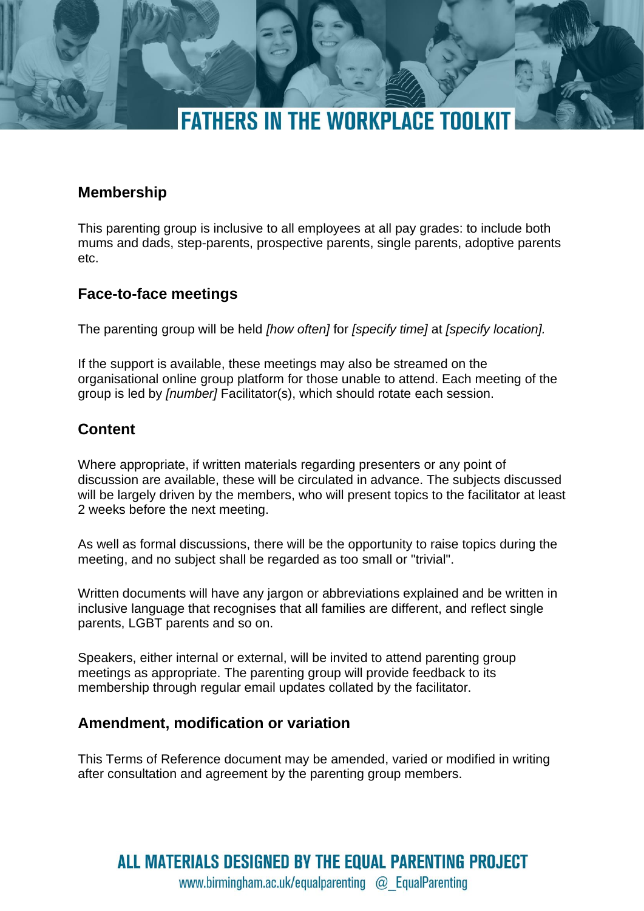## Membership

This parenting group is inclusive to all employees at all pay grades: to include both mums and dads, step-parents, prospective parents, single parents, adoptive parents etc.

## Face-to-face meetings

The parenting group will be held *[how often]* for *[specify time]* at *[specify location].*

If the support is available, these meetings may also be streamed on the organisational online group platform for those unable to attend. Each meeting of the group is led by *[number]* Facilitator(s), which should rotate each session.

## Content

Where appropriate, if written materials regarding presenters or any point of discussion are available, these will be circulated in advance. The subjects discussed will be largely driven by the members, who will present topics to the facilitator at least 2 weeks before the next meeting.

As well as formal discussions, there will be the opportunity to raise topics during the meeting, and no subject shall be regarded as too small or "trivial".

Written documents will have any jargon or abbreviations explained and be written in inclusive language that recognises that all families are different, and reflect single parents, LGBT parents and so on.

Speakers, either internal or external, will be invited to attend parenting group meetings as appropriate. The parenting group will provide feedback to its membership through regular email updates collated by the facilitator.

## Amendment, modification or variation

This Terms of Reference document may be amended, varied or modified in writing after consultation and agreement by the parenting group members.